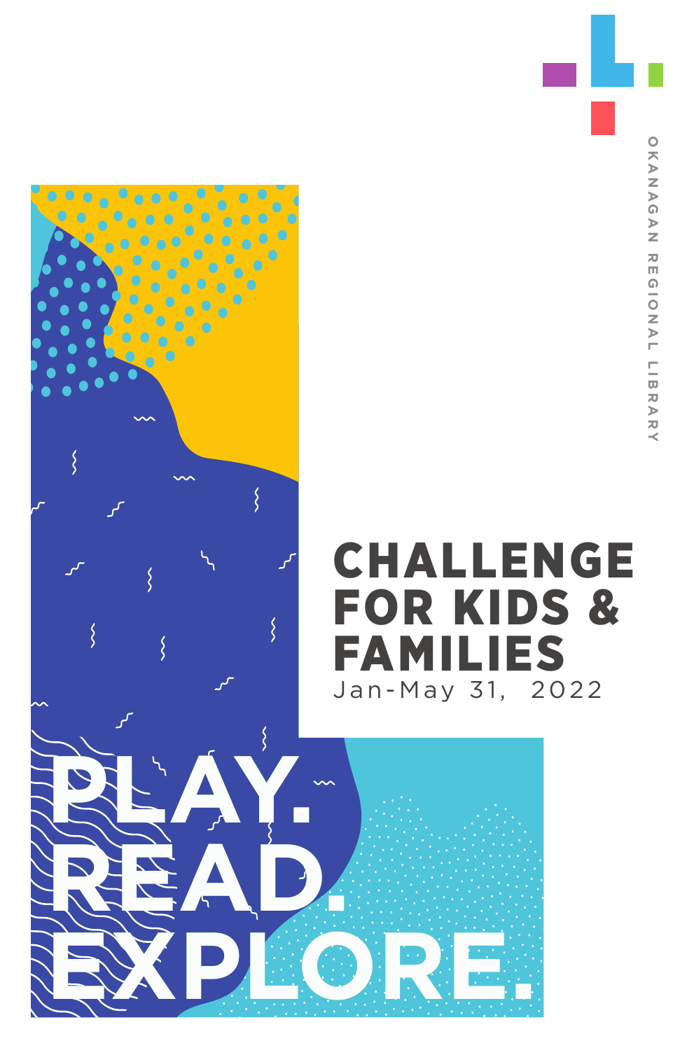OKANAGAN REGIONAL LIBRARY

# CHALLENGE FOR KIDS & FAMILIES

Jan-May 31, 2022

PLAY.
READ.
EXPLORE.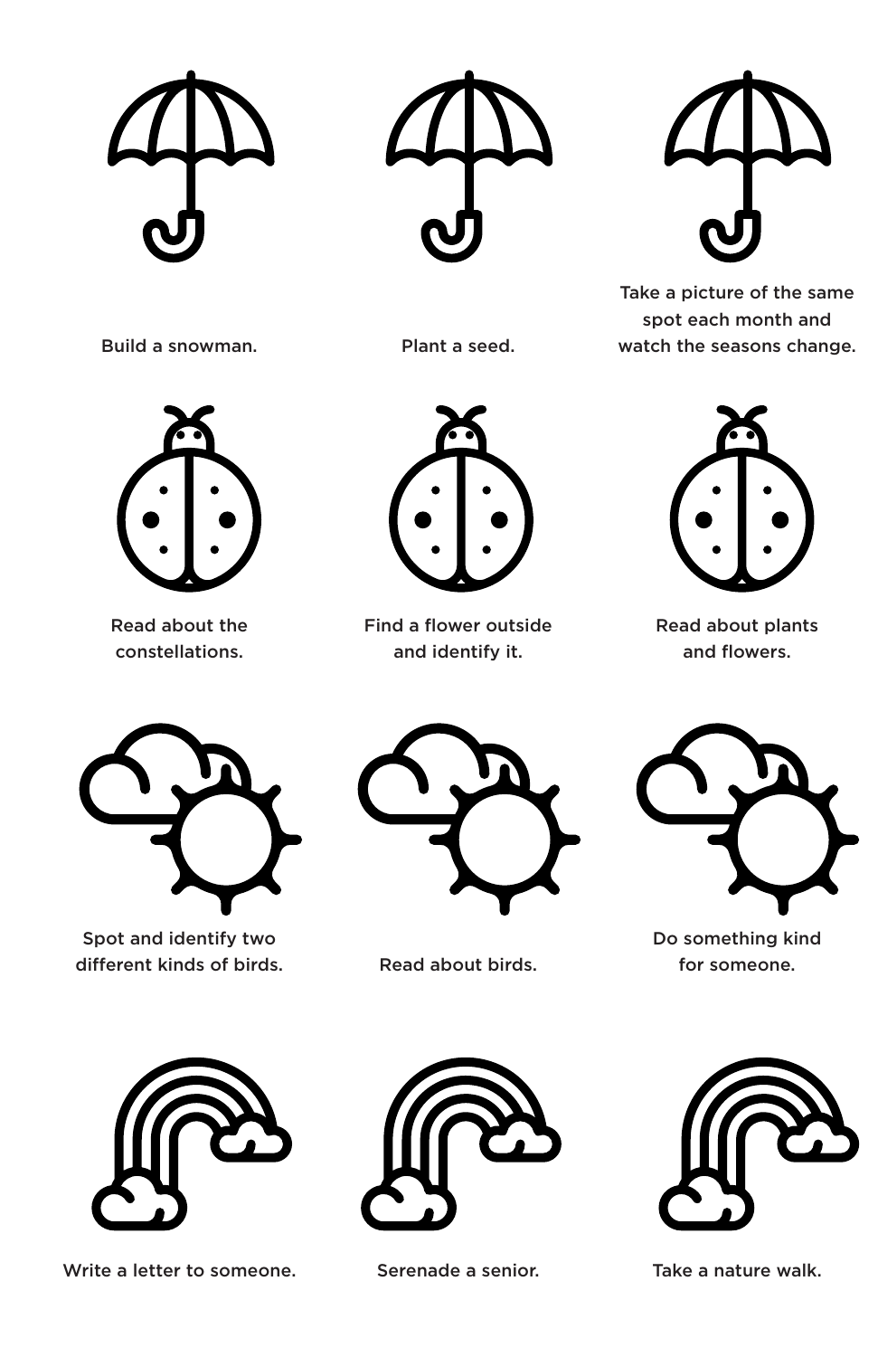Build a snowman.

Plant a seed.

Take a picture of the same spot each month and watch the seasons change.

Read about the constellations.

Find a flower outside and identify it.

Read about plants and flowers.

Spot and identify two different kinds of birds.

Read about birds.

Do something kind for someone.

Write a letter to someone.

Serenade a senior.

Take a nature walk.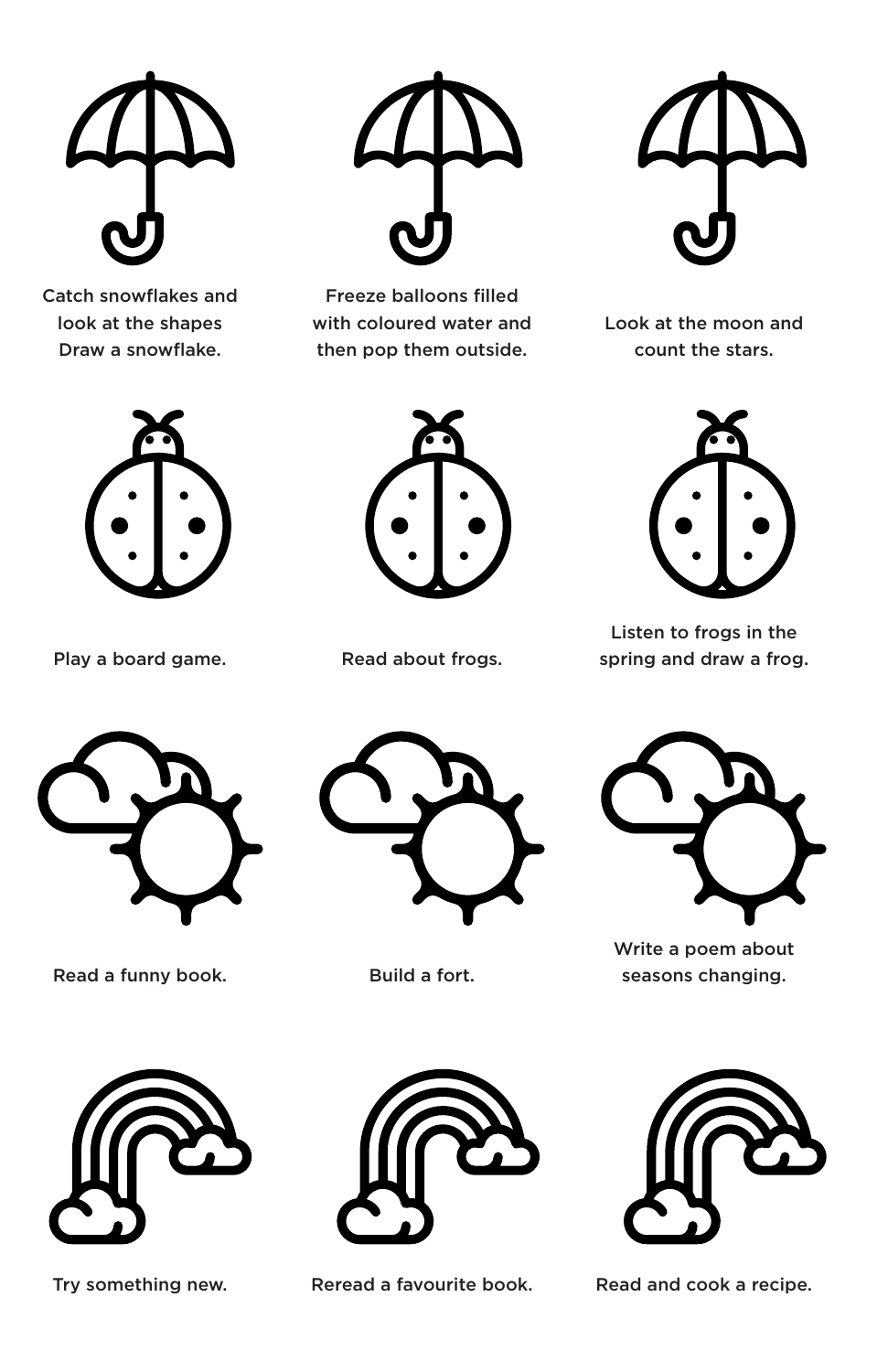Catch snowflakes and look at the shapes Draw a snowflake.

Freeze balloons filled with coloured water and then pop them outside.

Look at the moon and count the stars.

Play a board game.

Read about frogs.

Listen to frogs in the spring and draw a frog.

Read a funny book.

Build a fort.

Write a poem about seasons changing.

Try something new.

Reread a favourite book.

Read and cook a recipe.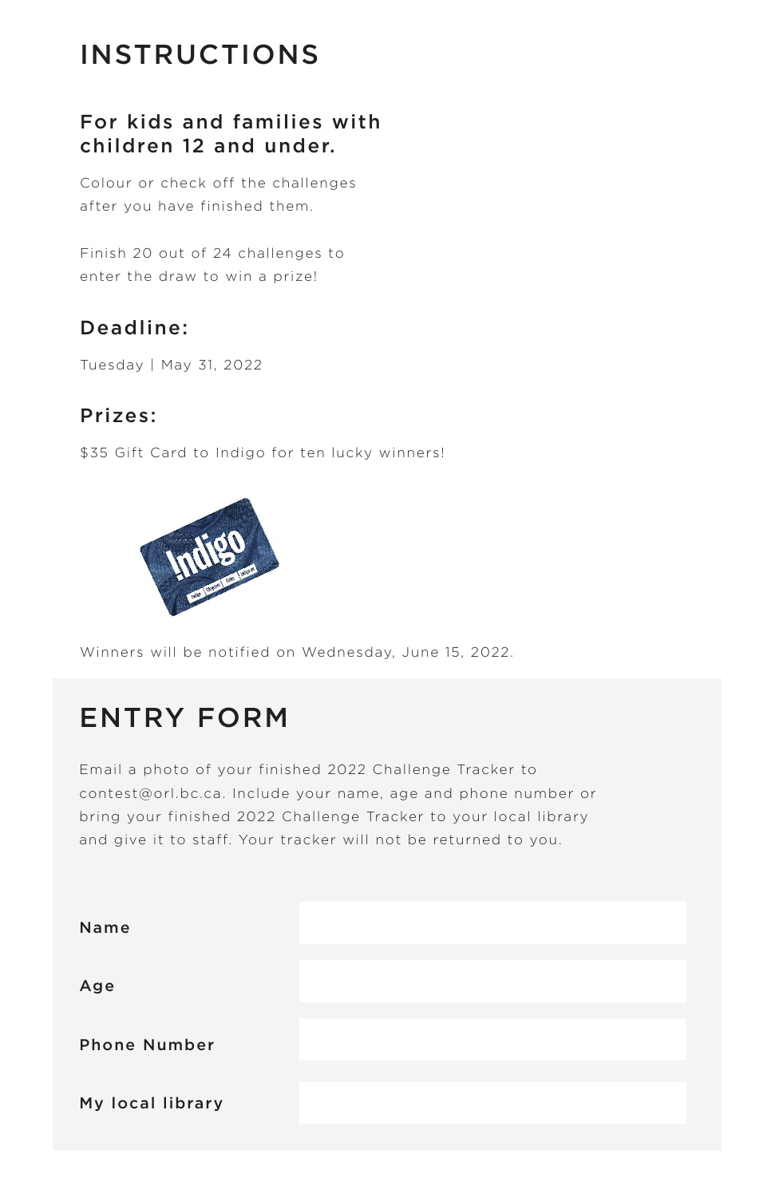# INSTRUCTIONS

### For kids and families with children 12 and under.

Colour or check off the challenges after you have finished them.

Finish 20 out of 24 challenges to enter the draw to win a prize!

### Deadline:

Tuesday | May 31, 2022

### Prizes:

$35 Gift Card to Indigo for ten lucky winners!

Winners will be notified on Wednesday, June 15, 2022.

# ENTRY FORM

Email a photo of your finished 2022 Challenge Tracker to contest@orl.bc.ca. Include your name, age and phone number or bring your finished 2022 Challenge Tracker to your local library and give it to staff. Your tracker will not be returned to you.

| | |
|---|---|
| **Name** | |
| **Age** | |
| **Phone Number** | |
| **My local library** | |